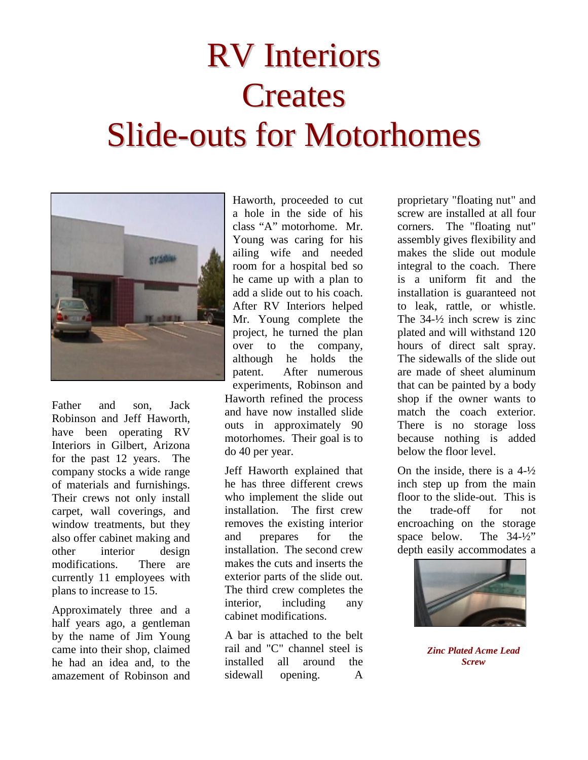# RV Interiors Creates Slide-outs for Motorhomes

Father and son, Jack Robinson and Jeff Haworth, have been operating RV Interiors in Gilbert, Arizona for the past 12 years. The company stocks a wide range of materials and furnishings. Their crews not only install carpet, wall coverings, and window treatments, but they also offer cabinet making and other interior design modifications. There are currently 11 employees with plans to increase to 15.

Approximately three and a half years ago, a gentleman by the name of Jim Young came into their shop, claimed he had an idea and, to the amazement of Robinson and Haworth, proceeded to cut a hole in the side of his class "A" motorhome. Mr. Young was caring for his ailing wife and needed room for a hospital bed so he came up with a plan to add a slide out to his coach. After RV Interiors helped Mr. Young complete the project, he turned the plan over to the company, although he holds the patent. After numerous experiments, Robinson and Haworth refined the process and have now installed slide outs in approximately 90 motorhomes. Their goal is to do 40 per year.

Jeff Haworth explained that he has three different crews who implement the slide out installation. The first crew removes the existing interior and prepares for the installation. The second crew makes the cuts and inserts the exterior parts of the slide out. The third crew completes the interior, including any cabinet modifications.

A bar is attached to the belt rail and "C" channel steel is installed all around the sidewall opening. A proprietary "floating nut" and screw are installed at all four corners. The "floating nut" assembly gives flexibility and makes the slide out module integral to the coach. There is a uniform fit and the installation is guaranteed not to leak, rattle, or whistle. The 34-½ inch screw is zinc plated and will withstand 120 hours of direct salt spray. The sidewalls of the slide out are made of sheet aluminum that can be painted by a body shop if the owner wants to match the coach exterior. There is no storage loss because nothing is added below the floor level.

On the inside, there is a 4-½ inch step up from the main floor to the slide-out. This is the trade-off for not encroaching on the storage space below. The 34-½" depth easily accommodates a

***Zinc Plated Acme Lead Screw***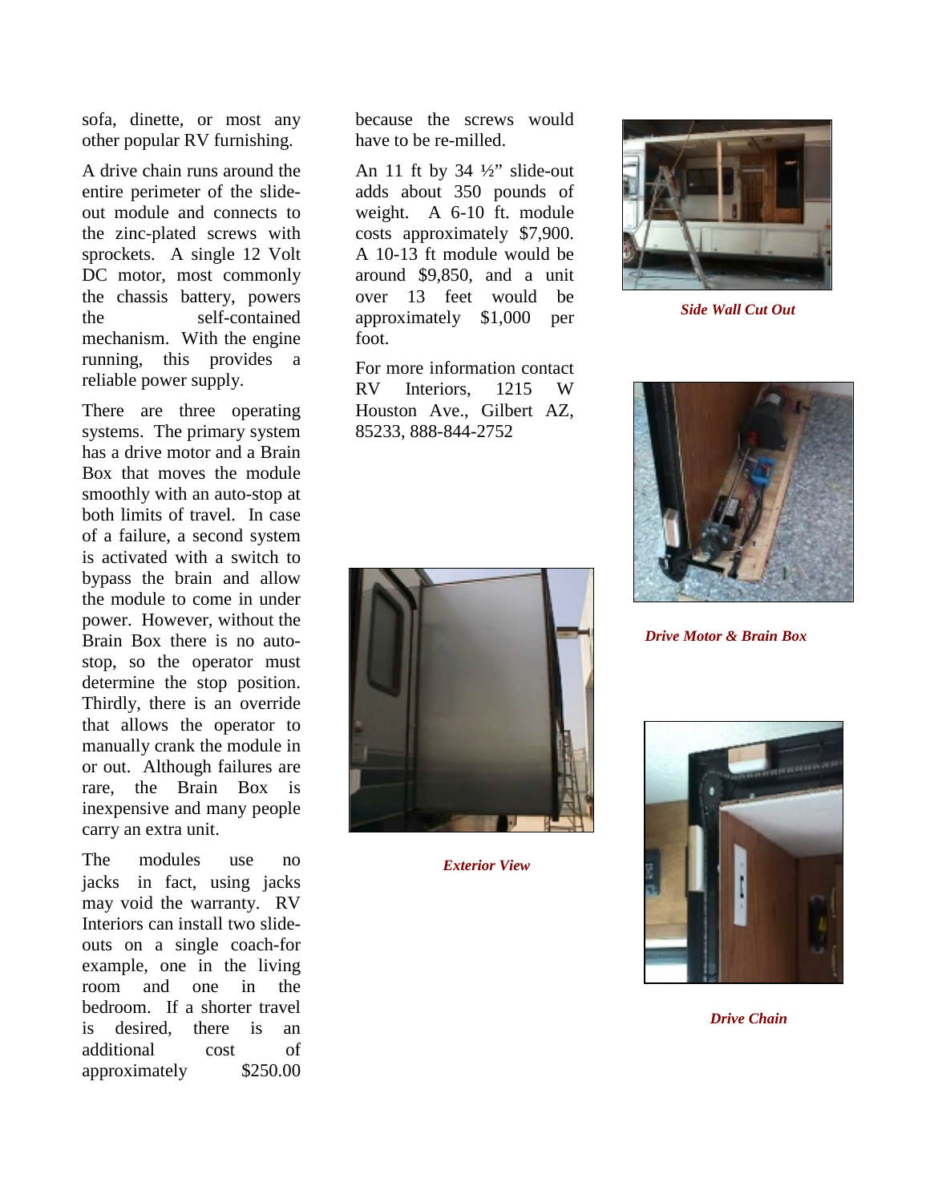sofa, dinette, or most any other popular RV furnishing.

A drive chain runs around the entire perimeter of the slide-out module and connects to the zinc-plated screws with sprockets. A single 12 Volt DC motor, most commonly the chassis battery, powers the self-contained mechanism. With the engine running, this provides a reliable power supply.

There are three operating systems. The primary system has a drive motor and a Brain Box that moves the module smoothly with an auto-stop at both limits of travel. In case of a failure, a second system is activated with a switch to bypass the brain and allow the module to come in under power. However, without the Brain Box there is no auto-stop, so the operator must determine the stop position. Thirdly, there is an override that allows the operator to manually crank the module in or out. Although failures are rare, the Brain Box is inexpensive and many people carry an extra unit.

The modules use no jacks in fact, using jacks may void the warranty. RV Interiors can install two slide-outs on a single coach-for example, one in the living room and one in the bedroom. If a shorter travel is desired, there is an additional cost of approximately $250.00 because the screws would have to be re-milled.

An 11 ft by 34 ½" slide-out adds about 350 pounds of weight. A 6-10 ft. module costs approximately $7,900. A 10-13 ft module would be around $9,850, and a unit over 13 feet would be approximately $1,000 per foot.

For more information contact RV Interiors, 1215 W Houston Ave., Gilbert AZ, 85233, 888-844-2752

*Exterior View*

*Side Wall Cut Out*

*Drive Motor & Brain Box*

*Drive Chain*